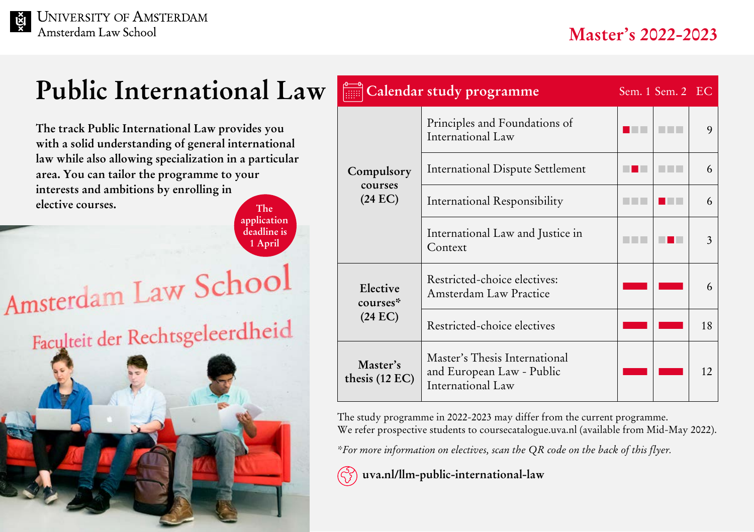University of Amsterdam
Amsterdam Law School

Master's 2022-2023

# Public International Law

**The track Public International Law provides you with a solid understanding of general international law while also allowing specialization in a particular area. You can tailor the programme to your interests and ambitions by enrolling in elective courses.**

The application deadline is 1 April

## Calendar study programme

| | Course | Sem. 1 | Sem. 2 | EC |
|---|---|---|---|---|
| Compulsory courses (24 EC) | Principles and Foundations of International Law | ■ (period 1) | | 9 |
| | International Dispute Settlement | ■ (period 2) | | 6 |
| | International Responsibility | | ■ (period 1) | 6 |
| | International Law and Justice in Context | | ■ (period 2) | 3 |
| Elective courses* (24 EC) | Restricted-choice electives: Amsterdam Law Practice | ■ | ■ | 6 |
| | Restricted-choice electives | ■ | ■ | 18 |
| Master's thesis (12 EC) | Master's Thesis International and European Law - Public International Law | ■ | ■ | 12 |

The study programme in 2022-2023 may differ from the current programme.
We refer prospective students to coursecatalogue.uva.nl (available from Mid-May 2022).

*\*For more information on electives, scan the QR code on the back of this flyer.*

**uva.nl/llm-public-international-law**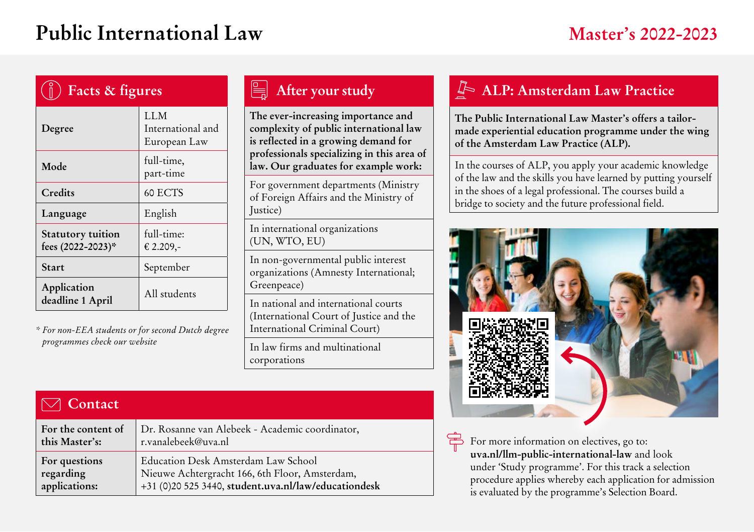# Public International Law

Master's 2022-2023

## Facts & figures

| | |
|---|---|
| **Degree** | LLM International and European Law |
| **Mode** | full-time, part-time |
| **Credits** | 60 ECTS |
| **Language** | English |
| **Statutory tuition fees (2022-2023)*** | full-time: € 2.209,- |
| **Start** | September |
| **Application deadline 1 April** | All students |

*\* For non-EEA students or for second Dutch degree programmes check our website*

## After your study

**The ever-increasing importance and complexity of public international law is reflected in a growing demand for professionals specializing in this area of law. Our graduates for example work:**

- For government departments (Ministry of Foreign Affairs and the Ministry of Justice)
- In international organizations (UN, WTO, EU)
- In non-governmental public interest organizations (Amnesty International; Greenpeace)
- In national and international courts (International Court of Justice and the International Criminal Court)
- In law firms and multinational corporations

## ALP: Amsterdam Law Practice

**The Public International Law Master's offers a tailor-made experiential education programme under the wing of the Amsterdam Law Practice (ALP).**

In the courses of ALP, you apply your academic knowledge of the law and the skills you have learned by putting yourself in the shoes of a legal professional. The courses build a bridge to society and the future professional field.

## Contact

| | |
|---|---|
| **For the content of this Master's:** | Dr. Rosanne van Alebeek - Academic coordinator, r.vanalebeek@uva.nl |
| **For questions regarding applications:** | Education Desk Amsterdam Law School<br>Nieuwe Achtergracht 166, 6th Floor, Amsterdam,<br>+31 (0)20 525 3440, **student.uva.nl/law/educationdesk** |

For more information on electives, go to: **uva.nl/llm-public-international-law** and look under 'Study programme'. For this track a selection procedure applies whereby each application for admission is evaluated by the programme's Selection Board.